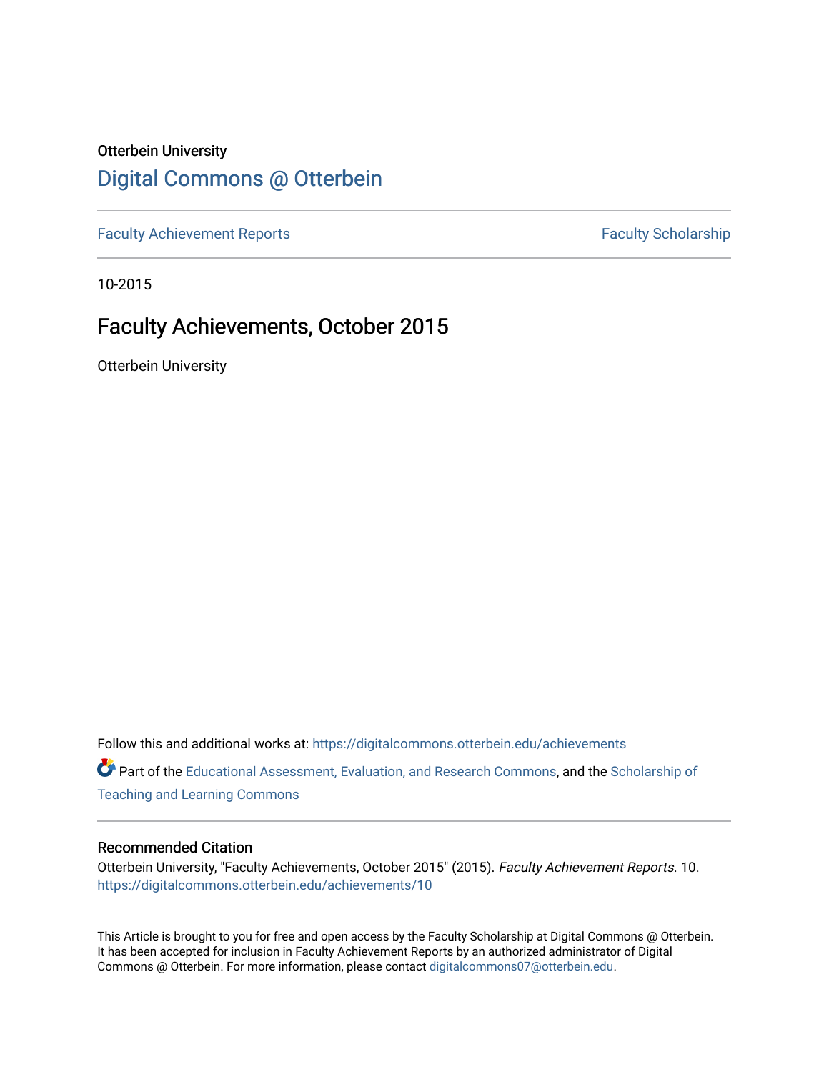Otterbein University

# Digital Commons @ Otterbein

Faculty Achievement Reports

Faculty Scholarship

10-2015

## Faculty Achievements, October 2015

Otterbein University

Follow this and additional works at: https://digitalcommons.otterbein.edu/achievements

Part of the Educational Assessment, Evaluation, and Research Commons, and the Scholarship of Teaching and Learning Commons

### Recommended Citation

Otterbein University, "Faculty Achievements, October 2015" (2015). *Faculty Achievement Reports*. 10.
https://digitalcommons.otterbein.edu/achievements/10

This Article is brought to you for free and open access by the Faculty Scholarship at Digital Commons @ Otterbein. It has been accepted for inclusion in Faculty Achievement Reports by an authorized administrator of Digital Commons @ Otterbein. For more information, please contact digitalcommons07@otterbein.edu.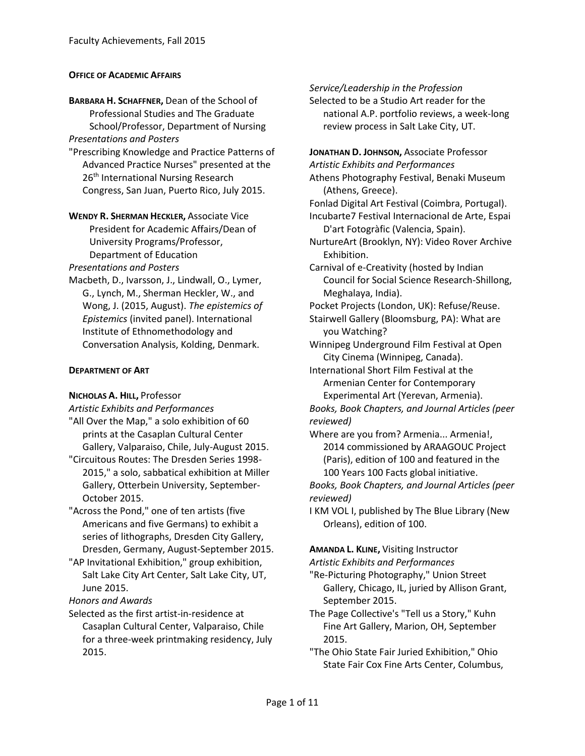Faculty Achievements, Fall 2015

## OFFICE OF ACADEMIC AFFAIRS

**BARBARA H. SCHAFFNER,** Dean of the School of Professional Studies and The Graduate School/Professor, Department of Nursing

*Presentations and Posters*

"Prescribing Knowledge and Practice Patterns of Advanced Practice Nurses" presented at the 26th International Nursing Research Congress, San Juan, Puerto Rico, July 2015.

**WENDY R. SHERMAN HECKLER,** Associate Vice President for Academic Affairs/Dean of University Programs/Professor, Department of Education

*Presentations and Posters*

Macbeth, D., Ivarsson, J., Lindwall, O., Lymer, G., Lynch, M., Sherman Heckler, W., and Wong, J. (2015, August). *The epistemics of Epistemics* (invited panel). International Institute of Ethnomethodology and Conversation Analysis, Kolding, Denmark.

## DEPARTMENT OF ART

**NICHOLAS A. HILL,** Professor

*Artistic Exhibits and Performances*

"All Over the Map," a solo exhibition of 60 prints at the Casaplan Cultural Center Gallery, Valparaiso, Chile, July-August 2015.

"Circuitous Routes: The Dresden Series 1998-2015," a solo, sabbatical exhibition at Miller Gallery, Otterbein University, September-October 2015.

"Across the Pond," one of ten artists (five Americans and five Germans) to exhibit a series of lithographs, Dresden City Gallery, Dresden, Germany, August-September 2015.

"AP Invitational Exhibition," group exhibition, Salt Lake City Art Center, Salt Lake City, UT, June 2015.

*Honors and Awards*

Selected as the first artist-in-residence at Casaplan Cultural Center, Valparaiso, Chile for a three-week printmaking residency, July 2015.

*Service/Leadership in the Profession*

Selected to be a Studio Art reader for the national A.P. portfolio reviews, a week-long review process in Salt Lake City, UT.

**JONATHAN D. JOHNSON,** Associate Professor

*Artistic Exhibits and Performances*

Athens Photography Festival, Benaki Museum (Athens, Greece).

Fonlad Digital Art Festival (Coimbra, Portugal).

Incubarte7 Festival Internacional de Arte, Espai D'art Fotogràfic (Valencia, Spain).

NurtureArt (Brooklyn, NY): Video Rover Archive Exhibition.

Carnival of e-Creativity (hosted by Indian Council for Social Science Research-Shillong, Meghalaya, India).

Pocket Projects (London, UK): Refuse/Reuse.

Stairwell Gallery (Bloomsburg, PA): What are you Watching?

Winnipeg Underground Film Festival at Open City Cinema (Winnipeg, Canada).

International Short Film Festival at the Armenian Center for Contemporary Experimental Art (Yerevan, Armenia).

*Books, Book Chapters, and Journal Articles (peer reviewed)*

Where are you from? Armenia... Armenia!, 2014 commissioned by ARAAGOUC Project (Paris), edition of 100 and featured in the 100 Years 100 Facts global initiative.

*Books, Book Chapters, and Journal Articles (peer reviewed)*

I KM VOL I, published by The Blue Library (New Orleans), edition of 100.

**AMANDA L. KLINE,** Visiting Instructor

*Artistic Exhibits and Performances*

"Re-Picturing Photography," Union Street Gallery, Chicago, IL, juried by Allison Grant, September 2015.

The Page Collective's "Tell us a Story," Kuhn Fine Art Gallery, Marion, OH, September 2015.

"The Ohio State Fair Juried Exhibition," Ohio State Fair Cox Fine Arts Center, Columbus,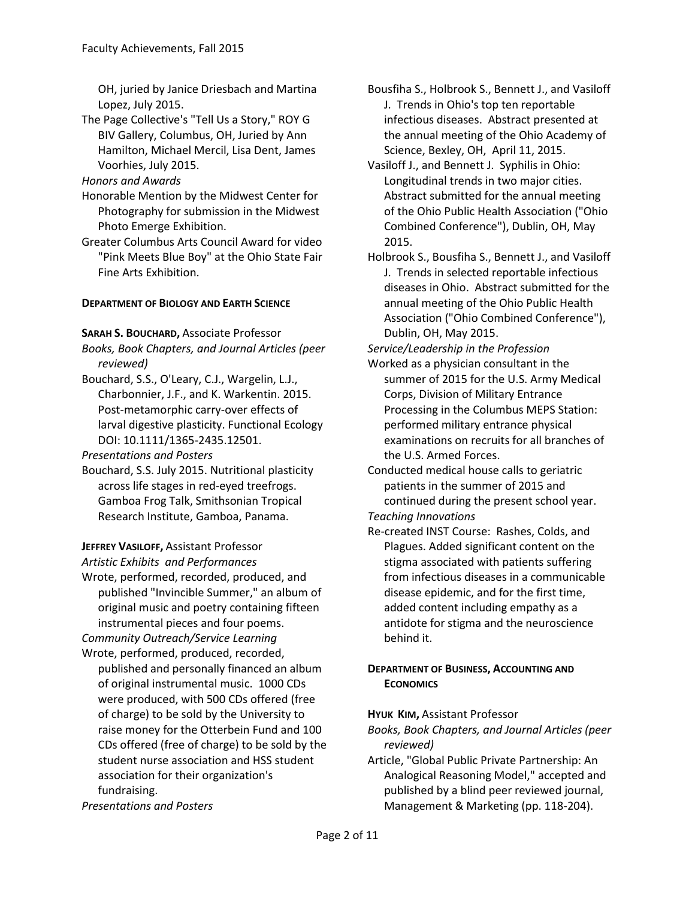OH, juried by Janice Driesbach and Martina Lopez, July 2015.

The Page Collective's "Tell Us a Story," ROY G BIV Gallery, Columbus, OH, Juried by Ann Hamilton, Michael Mercil, Lisa Dent, James Voorhies, July 2015.

*Honors and Awards*

Honorable Mention by the Midwest Center for Photography for submission in the Midwest Photo Emerge Exhibition.

Greater Columbus Arts Council Award for video "Pink Meets Blue Boy" at the Ohio State Fair Fine Arts Exhibition.

## DEPARTMENT OF BIOLOGY AND EARTH SCIENCE

**SARAH S. BOUCHARD,** Associate Professor

*Books, Book Chapters, and Journal Articles (peer reviewed)*

Bouchard, S.S., O'Leary, C.J., Wargelin, L.J., Charbonnier, J.F., and K. Warkentin. 2015. Post-metamorphic carry-over effects of larval digestive plasticity. Functional Ecology DOI: 10.1111/1365-2435.12501.

*Presentations and Posters*

Bouchard, S.S. July 2015. Nutritional plasticity across life stages in red-eyed treefrogs. Gamboa Frog Talk, Smithsonian Tropical Research Institute, Gamboa, Panama.

**JEFFREY VASILOFF,** Assistant Professor

*Artistic Exhibits and Performances*

Wrote, performed, recorded, produced, and published "Invincible Summer," an album of original music and poetry containing fifteen instrumental pieces and four poems.

*Community Outreach/Service Learning*

Wrote, performed, produced, recorded, published and personally financed an album of original instrumental music. 1000 CDs were produced, with 500 CDs offered (free of charge) to be sold by the University to raise money for the Otterbein Fund and 100 CDs offered (free of charge) to be sold by the student nurse association and HSS student association for their organization's fundraising.

*Presentations and Posters*

Bousfiha S., Holbrook S., Bennett J., and Vasiloff J. Trends in Ohio's top ten reportable infectious diseases. Abstract presented at the annual meeting of the Ohio Academy of Science, Bexley, OH, April 11, 2015.

Vasiloff J., and Bennett J. Syphilis in Ohio: Longitudinal trends in two major cities. Abstract submitted for the annual meeting of the Ohio Public Health Association ("Ohio Combined Conference"), Dublin, OH, May 2015.

Holbrook S., Bousfiha S., Bennett J., and Vasiloff J. Trends in selected reportable infectious diseases in Ohio. Abstract submitted for the annual meeting of the Ohio Public Health Association ("Ohio Combined Conference"), Dublin, OH, May 2015.

*Service/Leadership in the Profession*

Worked as a physician consultant in the summer of 2015 for the U.S. Army Medical Corps, Division of Military Entrance Processing in the Columbus MEPS Station: performed military entrance physical examinations on recruits for all branches of the U.S. Armed Forces.

Conducted medical house calls to geriatric patients in the summer of 2015 and continued during the present school year.

*Teaching Innovations*

Re-created INST Course: Rashes, Colds, and Plagues. Added significant content on the stigma associated with patients suffering from infectious diseases in a communicable disease epidemic, and for the first time, added content including empathy as a antidote for stigma and the neuroscience behind it.

## DEPARTMENT OF BUSINESS, ACCOUNTING AND ECONOMICS

**HYUK KIM,** Assistant Professor

*Books, Book Chapters, and Journal Articles (peer reviewed)*

Article, "Global Public Private Partnership: An Analogical Reasoning Model," accepted and published by a blind peer reviewed journal, Management & Marketing (pp. 118-204).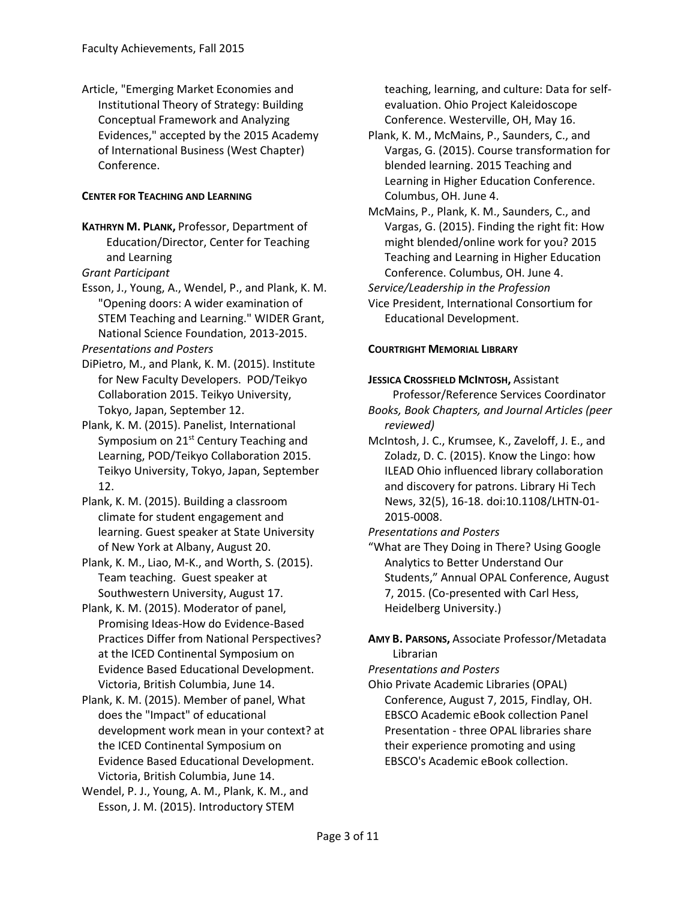Article, "Emerging Market Economies and Institutional Theory of Strategy: Building Conceptual Framework and Analyzing Evidences," accepted by the 2015 Academy of International Business (West Chapter) Conference.

## CENTER FOR TEACHING AND LEARNING

**KATHRYN M. PLANK,** Professor, Department of Education/Director, Center for Teaching and Learning

*Grant Participant*

Esson, J., Young, A., Wendel, P., and Plank, K. M. "Opening doors: A wider examination of STEM Teaching and Learning." WIDER Grant, National Science Foundation, 2013-2015.

*Presentations and Posters*

DiPietro, M., and Plank, K. M. (2015). Institute for New Faculty Developers. POD/Teikyo Collaboration 2015. Teikyo University, Tokyo, Japan, September 12.

Plank, K. M. (2015). Panelist, International Symposium on 21st Century Teaching and Learning, POD/Teikyo Collaboration 2015. Teikyo University, Tokyo, Japan, September 12.

Plank, K. M. (2015). Building a classroom climate for student engagement and learning. Guest speaker at State University of New York at Albany, August 20.

Plank, K. M., Liao, M-K., and Worth, S. (2015). Team teaching. Guest speaker at Southwestern University, August 17.

Plank, K. M. (2015). Moderator of panel, Promising Ideas-How do Evidence-Based Practices Differ from National Perspectives? at the ICED Continental Symposium on Evidence Based Educational Development. Victoria, British Columbia, June 14.

Plank, K. M. (2015). Member of panel, What does the "Impact" of educational development work mean in your context? at the ICED Continental Symposium on Evidence Based Educational Development. Victoria, British Columbia, June 14.

Wendel, P. J., Young, A. M., Plank, K. M., and Esson, J. M. (2015). Introductory STEM teaching, learning, and culture: Data for self-evaluation. Ohio Project Kaleidoscope Conference. Westerville, OH, May 16.

Plank, K. M., McMains, P., Saunders, C., and Vargas, G. (2015). Course transformation for blended learning. 2015 Teaching and Learning in Higher Education Conference. Columbus, OH. June 4.

McMains, P., Plank, K. M., Saunders, C., and Vargas, G. (2015). Finding the right fit: How might blended/online work for you? 2015 Teaching and Learning in Higher Education Conference. Columbus, OH. June 4.

*Service/Leadership in the Profession*

Vice President, International Consortium for Educational Development.

## COURTRIGHT MEMORIAL LIBRARY

**JESSICA CROSSFIELD MCINTOSH,** Assistant Professor/Reference Services Coordinator

*Books, Book Chapters, and Journal Articles (peer reviewed)*

McIntosh, J. C., Krumsee, K., Zaveloff, J. E., and Zoladz, D. C. (2015). Know the Lingo: how ILEAD Ohio influenced library collaboration and discovery for patrons. Library Hi Tech News, 32(5), 16-18. doi:10.1108/LHTN-01-2015-0008.

*Presentations and Posters*

"What are They Doing in There? Using Google Analytics to Better Understand Our Students," Annual OPAL Conference, August 7, 2015. (Co-presented with Carl Hess, Heidelberg University.)

**AMY B. PARSONS,** Associate Professor/Metadata Librarian

*Presentations and Posters*

Ohio Private Academic Libraries (OPAL) Conference, August 7, 2015, Findlay, OH. EBSCO Academic eBook collection Panel Presentation - three OPAL libraries share their experience promoting and using EBSCO's Academic eBook collection.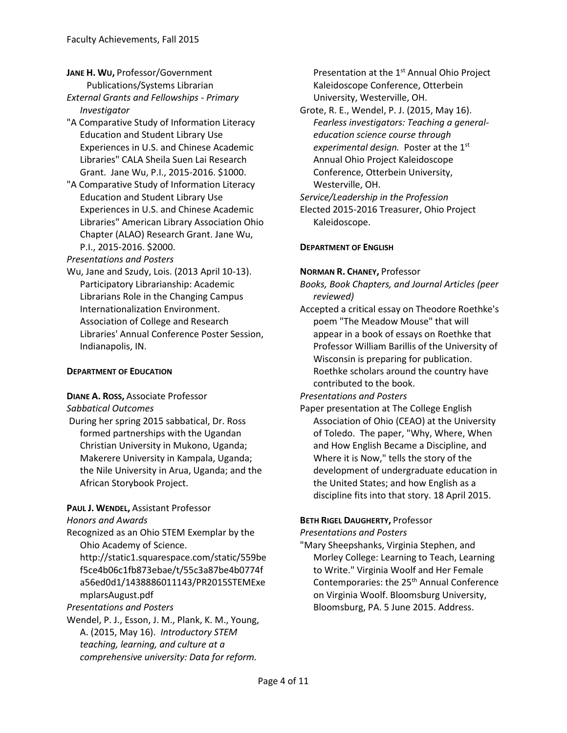**JANE H. WU,** Professor/Government Publications/Systems Librarian

*External Grants and Fellowships - Primary Investigator*

"A Comparative Study of Information Literacy Education and Student Library Use Experiences in U.S. and Chinese Academic Libraries" CALA Sheila Suen Lai Research Grant. Jane Wu, P.I., 2015-2016. $1000.

"A Comparative Study of Information Literacy Education and Student Library Use Experiences in U.S. and Chinese Academic Libraries" American Library Association Ohio Chapter (ALAO) Research Grant. Jane Wu, P.I., 2015-2016. $2000.

*Presentations and Posters*

Wu, Jane and Szudy, Lois. (2013 April 10-13). Participatory Librarianship: Academic Librarians Role in the Changing Campus Internationalization Environment. Association of College and Research Libraries' Annual Conference Poster Session, Indianapolis, IN.

## DEPARTMENT OF EDUCATION

**DIANE A. ROSS,** Associate Professor

*Sabbatical Outcomes*

During her spring 2015 sabbatical, Dr. Ross formed partnerships with the Ugandan Christian University in Mukono, Uganda; Makerere University in Kampala, Uganda; the Nile University in Arua, Uganda; and the African Storybook Project.

**PAUL J. WENDEL,** Assistant Professor

*Honors and Awards*

Recognized as an Ohio STEM Exemplar by the Ohio Academy of Science. http://static1.squarespace.com/static/559bef5ce4b06c1fb873ebae/t/55c3a87be4b0774fa56ed0d1/1438886011143/PR2015STEMExemplarsAugust.pdf

*Presentations and Posters*

Wendel, P. J., Esson, J. M., Plank, K. M., Young, A. (2015, May 16). *Introductory STEM teaching, learning, and culture at a comprehensive university: Data for reform.* Presentation at the 1st Annual Ohio Project Kaleidoscope Conference, Otterbein University, Westerville, OH.

Grote, R. E., Wendel, P. J. (2015, May 16). *Fearless investigators: Teaching a general-education science course through experimental design.* Poster at the 1st Annual Ohio Project Kaleidoscope Conference, Otterbein University, Westerville, OH.

*Service/Leadership in the Profession*

Elected 2015-2016 Treasurer, Ohio Project Kaleidoscope.

## DEPARTMENT OF ENGLISH

**NORMAN R. CHANEY,** Professor

*Books, Book Chapters, and Journal Articles (peer reviewed)*

Accepted a critical essay on Theodore Roethke's poem "The Meadow Mouse" that will appear in a book of essays on Roethke that Professor William Barillis of the University of Wisconsin is preparing for publication. Roethke scholars around the country have contributed to the book.

*Presentations and Posters*

Paper presentation at The College English Association of Ohio (CEAO) at the University of Toledo. The paper, "Why, Where, When and How English Became a Discipline, and Where it is Now," tells the story of the development of undergraduate education in the United States; and how English as a discipline fits into that story. 18 April 2015.

**BETH RIGEL DAUGHERTY,** Professor

*Presentations and Posters*

"Mary Sheepshanks, Virginia Stephen, and Morley College: Learning to Teach, Learning to Write." Virginia Woolf and Her Female Contemporaries: the 25th Annual Conference on Virginia Woolf. Bloomsburg University, Bloomsburg, PA. 5 June 2015. Address.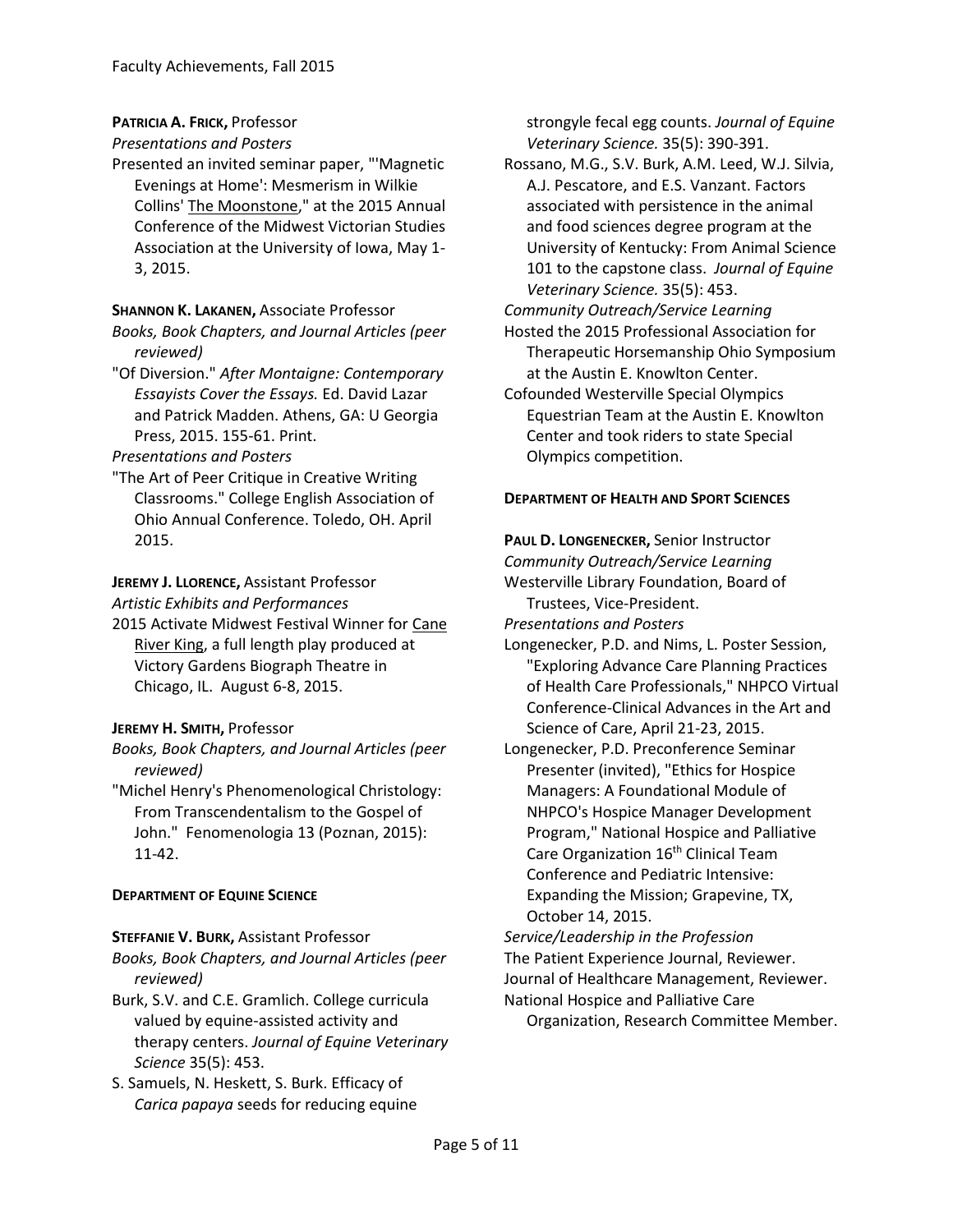**PATRICIA A. FRICK,** Professor

*Presentations and Posters*

Presented an invited seminar paper, "'Magnetic Evenings at Home': Mesmerism in Wilkie Collins' The Moonstone," at the 2015 Annual Conference of the Midwest Victorian Studies Association at the University of Iowa, May 1-3, 2015.

**SHANNON K. LAKANEN,** Associate Professor

*Books, Book Chapters, and Journal Articles (peer reviewed)*

"Of Diversion." *After Montaigne: Contemporary Essayists Cover the Essays.* Ed. David Lazar and Patrick Madden. Athens, GA: U Georgia Press, 2015. 155-61. Print.

*Presentations and Posters*

"The Art of Peer Critique in Creative Writing Classrooms." College English Association of Ohio Annual Conference. Toledo, OH. April 2015.

**JEREMY J. LLORENCE,** Assistant Professor

*Artistic Exhibits and Performances*

2015 Activate Midwest Festival Winner for Cane River King, a full length play produced at Victory Gardens Biograph Theatre in Chicago, IL. August 6-8, 2015.

**JEREMY H. SMITH,** Professor

*Books, Book Chapters, and Journal Articles (peer reviewed)*

"Michel Henry's Phenomenological Christology: From Transcendentalism to the Gospel of John." Fenomenologia 13 (Poznan, 2015): 11-42.

## DEPARTMENT OF EQUINE SCIENCE

**STEFFANIE V. BURK,** Assistant Professor

*Books, Book Chapters, and Journal Articles (peer reviewed)*

Burk, S.V. and C.E. Gramlich. College curricula valued by equine-assisted activity and therapy centers. *Journal of Equine Veterinary Science* 35(5): 453.

S. Samuels, N. Heskett, S. Burk. Efficacy of *Carica papaya* seeds for reducing equine strongyle fecal egg counts. *Journal of Equine Veterinary Science.* 35(5): 390-391.

Rossano, M.G., S.V. Burk, A.M. Leed, W.J. Silvia, A.J. Pescatore, and E.S. Vanzant. Factors associated with persistence in the animal and food sciences degree program at the University of Kentucky: From Animal Science 101 to the capstone class. *Journal of Equine Veterinary Science.* 35(5): 453.

*Community Outreach/Service Learning*

Hosted the 2015 Professional Association for Therapeutic Horsemanship Ohio Symposium at the Austin E. Knowlton Center.

Cofounded Westerville Special Olympics Equestrian Team at the Austin E. Knowlton Center and took riders to state Special Olympics competition.

## DEPARTMENT OF HEALTH AND SPORT SCIENCES

**PAUL D. LONGENECKER,** Senior Instructor

*Community Outreach/Service Learning*

Westerville Library Foundation, Board of Trustees, Vice-President.

*Presentations and Posters*

Longenecker, P.D. and Nims, L. Poster Session, "Exploring Advance Care Planning Practices of Health Care Professionals," NHPCO Virtual Conference-Clinical Advances in the Art and Science of Care, April 21-23, 2015.

Longenecker, P.D. Preconference Seminar Presenter (invited), "Ethics for Hospice Managers: A Foundational Module of NHPCO's Hospice Manager Development Program," National Hospice and Palliative Care Organization 16th Clinical Team Conference and Pediatric Intensive: Expanding the Mission; Grapevine, TX, October 14, 2015.

*Service/Leadership in the Profession*

The Patient Experience Journal, Reviewer.

Journal of Healthcare Management, Reviewer.

National Hospice and Palliative Care Organization, Research Committee Member.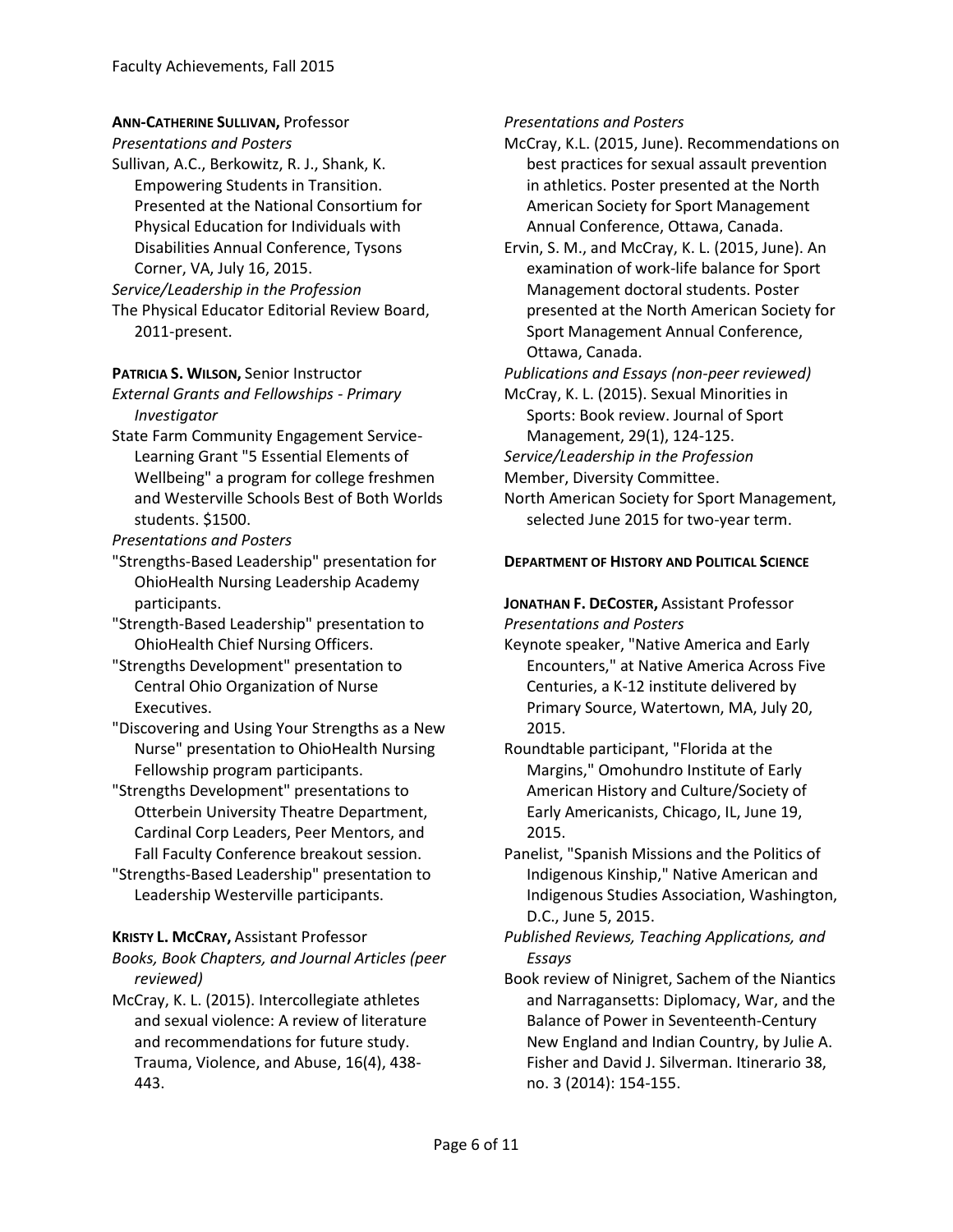**ANN-CATHERINE SULLIVAN,** Professor

*Presentations and Posters*

Sullivan, A.C., Berkowitz, R. J., Shank, K. Empowering Students in Transition. Presented at the National Consortium for Physical Education for Individuals with Disabilities Annual Conference, Tysons Corner, VA, July 16, 2015.

*Service/Leadership in the Profession*

The Physical Educator Editorial Review Board, 2011-present.

**PATRICIA S. WILSON,** Senior Instructor

*External Grants and Fellowships - Primary Investigator*

State Farm Community Engagement Service-Learning Grant "5 Essential Elements of Wellbeing" a program for college freshmen and Westerville Schools Best of Both Worlds students. $1500.

*Presentations and Posters*

"Strengths-Based Leadership" presentation for OhioHealth Nursing Leadership Academy participants.

"Strength-Based Leadership" presentation to OhioHealth Chief Nursing Officers.

"Strengths Development" presentation to Central Ohio Organization of Nurse Executives.

"Discovering and Using Your Strengths as a New Nurse" presentation to OhioHealth Nursing Fellowship program participants.

"Strengths Development" presentations to Otterbein University Theatre Department, Cardinal Corp Leaders, Peer Mentors, and Fall Faculty Conference breakout session.

"Strengths-Based Leadership" presentation to Leadership Westerville participants.

**KRISTY L. MCCRAY,** Assistant Professor

*Books, Book Chapters, and Journal Articles (peer reviewed)*

McCray, K. L. (2015). Intercollegiate athletes and sexual violence: A review of literature and recommendations for future study. Trauma, Violence, and Abuse, 16(4), 438-443.

*Presentations and Posters*

McCray, K.L. (2015, June). Recommendations on best practices for sexual assault prevention in athletics. Poster presented at the North American Society for Sport Management Annual Conference, Ottawa, Canada.

Ervin, S. M., and McCray, K. L. (2015, June). An examination of work-life balance for Sport Management doctoral students. Poster presented at the North American Society for Sport Management Annual Conference, Ottawa, Canada.

*Publications and Essays (non-peer reviewed)*

McCray, K. L. (2015). Sexual Minorities in Sports: Book review. Journal of Sport Management, 29(1), 124-125.

*Service/Leadership in the Profession*

Member, Diversity Committee.

North American Society for Sport Management, selected June 2015 for two-year term.

## DEPARTMENT OF HISTORY AND POLITICAL SCIENCE

**JONATHAN F. DECOSTER,** Assistant Professor

*Presentations and Posters*

Keynote speaker, "Native America and Early Encounters," at Native America Across Five Centuries, a K-12 institute delivered by Primary Source, Watertown, MA, July 20, 2015.

Roundtable participant, "Florida at the Margins," Omohundro Institute of Early American History and Culture/Society of Early Americanists, Chicago, IL, June 19, 2015.

Panelist, "Spanish Missions and the Politics of Indigenous Kinship," Native American and Indigenous Studies Association, Washington, D.C., June 5, 2015.

*Published Reviews, Teaching Applications, and Essays*

Book review of Ninigret, Sachem of the Niantics and Narragansetts: Diplomacy, War, and the Balance of Power in Seventeenth-Century New England and Indian Country, by Julie A. Fisher and David J. Silverman. Itinerario 38, no. 3 (2014): 154-155.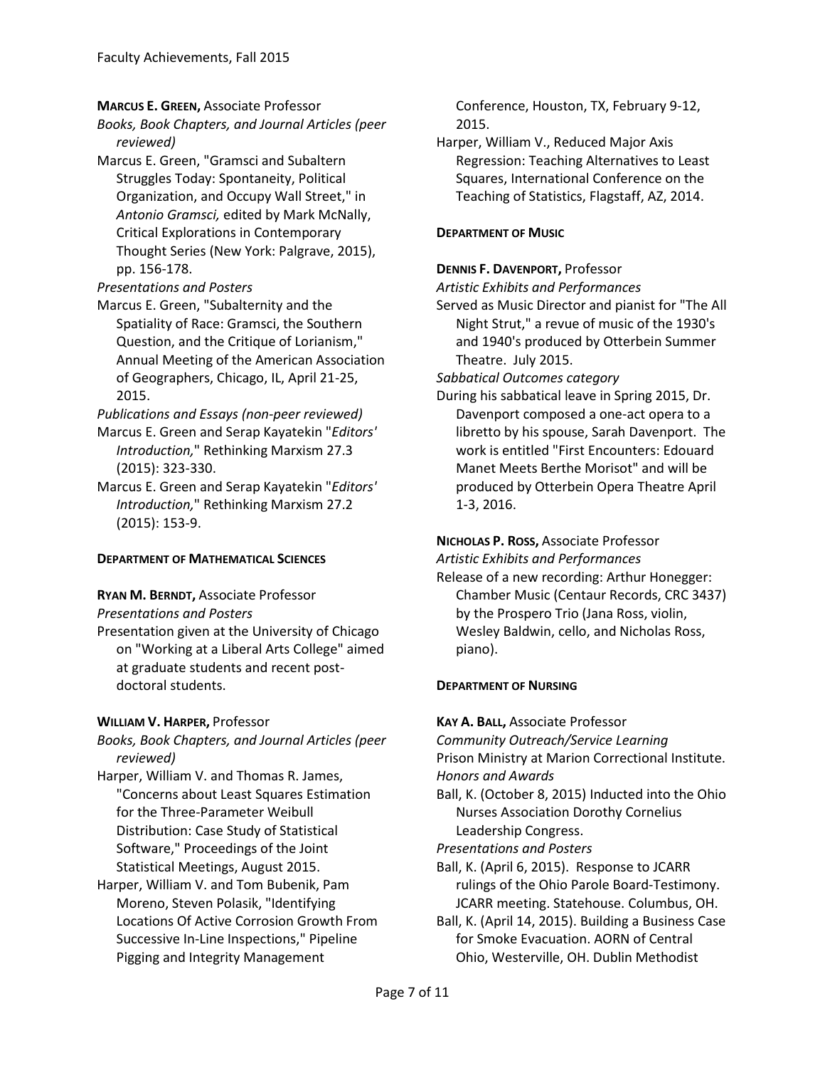**Marcus E. Green,** Associate Professor

*Books, Book Chapters, and Journal Articles (peer reviewed)*

Marcus E. Green, "Gramsci and Subaltern Struggles Today: Spontaneity, Political Organization, and Occupy Wall Street," in *Antonio Gramsci,* edited by Mark McNally, Critical Explorations in Contemporary Thought Series (New York: Palgrave, 2015), pp. 156-178.

*Presentations and Posters*

Marcus E. Green, "Subalternity and the Spatiality of Race: Gramsci, the Southern Question, and the Critique of Lorianism," Annual Meeting of the American Association of Geographers, Chicago, IL, April 21-25, 2015.

*Publications and Essays (non-peer reviewed)*

Marcus E. Green and Serap Kayatekin "*Editors' Introduction,*" Rethinking Marxism 27.3 (2015): 323-330.

Marcus E. Green and Serap Kayatekin "*Editors' Introduction,*" Rethinking Marxism 27.2 (2015): 153-9.

## Department of Mathematical Sciences

**Ryan M. Berndt,** Associate Professor

*Presentations and Posters*

Presentation given at the University of Chicago on "Working at a Liberal Arts College" aimed at graduate students and recent post-doctoral students.

**William V. Harper,** Professor

*Books, Book Chapters, and Journal Articles (peer reviewed)*

Harper, William V. and Thomas R. James, "Concerns about Least Squares Estimation for the Three-Parameter Weibull Distribution: Case Study of Statistical Software," Proceedings of the Joint Statistical Meetings, August 2015.

Harper, William V. and Tom Bubenik, Pam Moreno, Steven Polasik, "Identifying Locations Of Active Corrosion Growth From Successive In-Line Inspections," Pipeline Pigging and Integrity Management Conference, Houston, TX, February 9-12, 2015.

Harper, William V., Reduced Major Axis Regression: Teaching Alternatives to Least Squares, International Conference on the Teaching of Statistics, Flagstaff, AZ, 2014.

## Department of Music

**Dennis F. Davenport,** Professor

*Artistic Exhibits and Performances*

Served as Music Director and pianist for "The All Night Strut," a revue of music of the 1930's and 1940's produced by Otterbein Summer Theatre. July 2015.

*Sabbatical Outcomes category*

During his sabbatical leave in Spring 2015, Dr. Davenport composed a one-act opera to a libretto by his spouse, Sarah Davenport. The work is entitled "First Encounters: Edouard Manet Meets Berthe Morisot" and will be produced by Otterbein Opera Theatre April 1-3, 2016.

**Nicholas P. Ross,** Associate Professor

*Artistic Exhibits and Performances*

Release of a new recording: Arthur Honegger: Chamber Music (Centaur Records, CRC 3437) by the Prospero Trio (Jana Ross, violin, Wesley Baldwin, cello, and Nicholas Ross, piano).

## Department of Nursing

**Kay A. Ball,** Associate Professor

*Community Outreach/Service Learning*

Prison Ministry at Marion Correctional Institute.

*Honors and Awards*

Ball, K. (October 8, 2015) Inducted into the Ohio Nurses Association Dorothy Cornelius Leadership Congress.

*Presentations and Posters*

Ball, K. (April 6, 2015). Response to JCARR rulings of the Ohio Parole Board-Testimony. JCARR meeting. Statehouse. Columbus, OH.

Ball, K. (April 14, 2015). Building a Business Case for Smoke Evacuation. AORN of Central Ohio, Westerville, OH. Dublin Methodist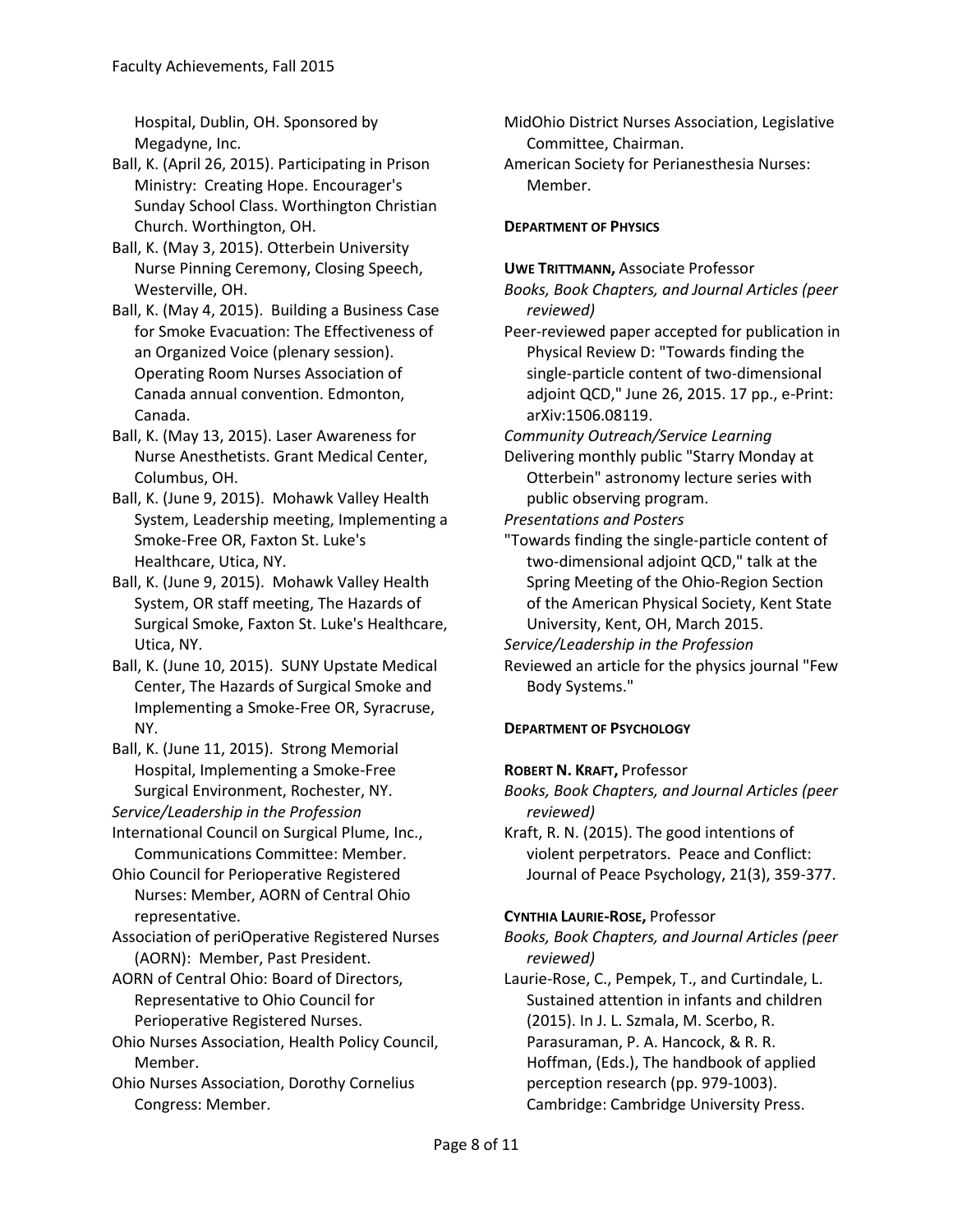Hospital, Dublin, OH. Sponsored by Megadyne, Inc.

Ball, K. (April 26, 2015). Participating in Prison Ministry: Creating Hope. Encourager's Sunday School Class. Worthington Christian Church. Worthington, OH.

Ball, K. (May 3, 2015). Otterbein University Nurse Pinning Ceremony, Closing Speech, Westerville, OH.

Ball, K. (May 4, 2015). Building a Business Case for Smoke Evacuation: The Effectiveness of an Organized Voice (plenary session). Operating Room Nurses Association of Canada annual convention. Edmonton, Canada.

Ball, K. (May 13, 2015). Laser Awareness for Nurse Anesthetists. Grant Medical Center, Columbus, OH.

Ball, K. (June 9, 2015). Mohawk Valley Health System, Leadership meeting, Implementing a Smoke-Free OR, Faxton St. Luke's Healthcare, Utica, NY.

Ball, K. (June 9, 2015). Mohawk Valley Health System, OR staff meeting, The Hazards of Surgical Smoke, Faxton St. Luke's Healthcare, Utica, NY.

Ball, K. (June 10, 2015). SUNY Upstate Medical Center, The Hazards of Surgical Smoke and Implementing a Smoke-Free OR, Syracruse, NY.

Ball, K. (June 11, 2015). Strong Memorial Hospital, Implementing a Smoke-Free Surgical Environment, Rochester, NY.

*Service/Leadership in the Profession*

International Council on Surgical Plume, Inc., Communications Committee: Member.

Ohio Council for Perioperative Registered Nurses: Member, AORN of Central Ohio representative.

Association of periOperative Registered Nurses (AORN): Member, Past President.

AORN of Central Ohio: Board of Directors, Representative to Ohio Council for Perioperative Registered Nurses.

Ohio Nurses Association, Health Policy Council, Member.

Ohio Nurses Association, Dorothy Cornelius Congress: Member.

MidOhio District Nurses Association, Legislative Committee, Chairman.

American Society for Perianesthesia Nurses: Member.

## DEPARTMENT OF PHYSICS

**UWE TRITTMANN,** Associate Professor

*Books, Book Chapters, and Journal Articles (peer reviewed)*

Peer-reviewed paper accepted for publication in Physical Review D: "Towards finding the single-particle content of two-dimensional adjoint QCD," June 26, 2015. 17 pp., e-Print: arXiv:1506.08119.

*Community Outreach/Service Learning*

Delivering monthly public "Starry Monday at Otterbein" astronomy lecture series with public observing program.

*Presentations and Posters*

"Towards finding the single-particle content of two-dimensional adjoint QCD," talk at the Spring Meeting of the Ohio-Region Section of the American Physical Society, Kent State University, Kent, OH, March 2015.

*Service/Leadership in the Profession*

Reviewed an article for the physics journal "Few Body Systems."

## DEPARTMENT OF PSYCHOLOGY

**ROBERT N. KRAFT,** Professor

*Books, Book Chapters, and Journal Articles (peer reviewed)*

Kraft, R. N. (2015). The good intentions of violent perpetrators. Peace and Conflict: Journal of Peace Psychology, 21(3), 359-377.

**CYNTHIA LAURIE-ROSE,** Professor

*Books, Book Chapters, and Journal Articles (peer reviewed)*

Laurie-Rose, C., Pempek, T., and Curtindale, L. Sustained attention in infants and children (2015). In J. L. Szmala, M. Scerbo, R. Parasuraman, P. A. Hancock, & R. R. Hoffman, (Eds.), The handbook of applied perception research (pp. 979-1003). Cambridge: Cambridge University Press.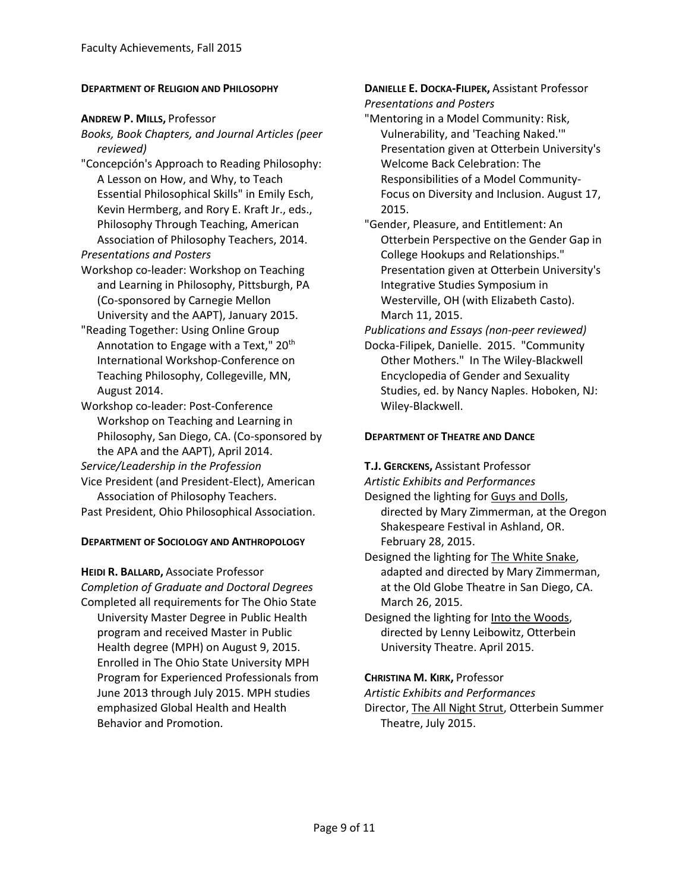### Department of Religion and Philosophy

**Andrew P. Mills,** Professor

*Books, Book Chapters, and Journal Articles (peer reviewed)*

"Concepción's Approach to Reading Philosophy: A Lesson on How, and Why, to Teach Essential Philosophical Skills" in Emily Esch, Kevin Hermberg, and Rory E. Kraft Jr., eds., Philosophy Through Teaching, American Association of Philosophy Teachers, 2014.

*Presentations and Posters*

Workshop co-leader: Workshop on Teaching and Learning in Philosophy, Pittsburgh, PA (Co-sponsored by Carnegie Mellon University and the AAPT), January 2015.

"Reading Together: Using Online Group Annotation to Engage with a Text," 20th International Workshop-Conference on Teaching Philosophy, Collegeville, MN, August 2014.

Workshop co-leader: Post-Conference Workshop on Teaching and Learning in Philosophy, San Diego, CA. (Co-sponsored by the APA and the AAPT), April 2014.

*Service/Leadership in the Profession*

Vice President (and President-Elect), American Association of Philosophy Teachers.

Past President, Ohio Philosophical Association.

### Department of Sociology and Anthropology

**Heidi R. Ballard,** Associate Professor

*Completion of Graduate and Doctoral Degrees*

Completed all requirements for The Ohio State University Master Degree in Public Health program and received Master in Public Health degree (MPH) on August 9, 2015. Enrolled in The Ohio State University MPH Program for Experienced Professionals from June 2013 through July 2015. MPH studies emphasized Global Health and Health Behavior and Promotion.

**Danielle E. Docka-Filipek,** Assistant Professor

*Presentations and Posters*

"Mentoring in a Model Community: Risk, Vulnerability, and 'Teaching Naked.'" Presentation given at Otterbein University's Welcome Back Celebration: The Responsibilities of a Model Community-Focus on Diversity and Inclusion. August 17, 2015.

"Gender, Pleasure, and Entitlement: An Otterbein Perspective on the Gender Gap in College Hookups and Relationships." Presentation given at Otterbein University's Integrative Studies Symposium in Westerville, OH (with Elizabeth Casto). March 11, 2015.

*Publications and Essays (non-peer reviewed)*

Docka-Filipek, Danielle. 2015. "Community Other Mothers." In The Wiley-Blackwell Encyclopedia of Gender and Sexuality Studies, ed. by Nancy Naples. Hoboken, NJ: Wiley-Blackwell.

### Department of Theatre and Dance

**T.J. Gerckens,** Assistant Professor

*Artistic Exhibits and Performances*

Designed the lighting for Guys and Dolls, directed by Mary Zimmerman, at the Oregon Shakespeare Festival in Ashland, OR. February 28, 2015.

Designed the lighting for The White Snake, adapted and directed by Mary Zimmerman, at the Old Globe Theatre in San Diego, CA. March 26, 2015.

Designed the lighting for Into the Woods, directed by Lenny Leibowitz, Otterbein University Theatre. April 2015.

**Christina M. Kirk,** Professor

*Artistic Exhibits and Performances*

Director, The All Night Strut, Otterbein Summer Theatre, July 2015.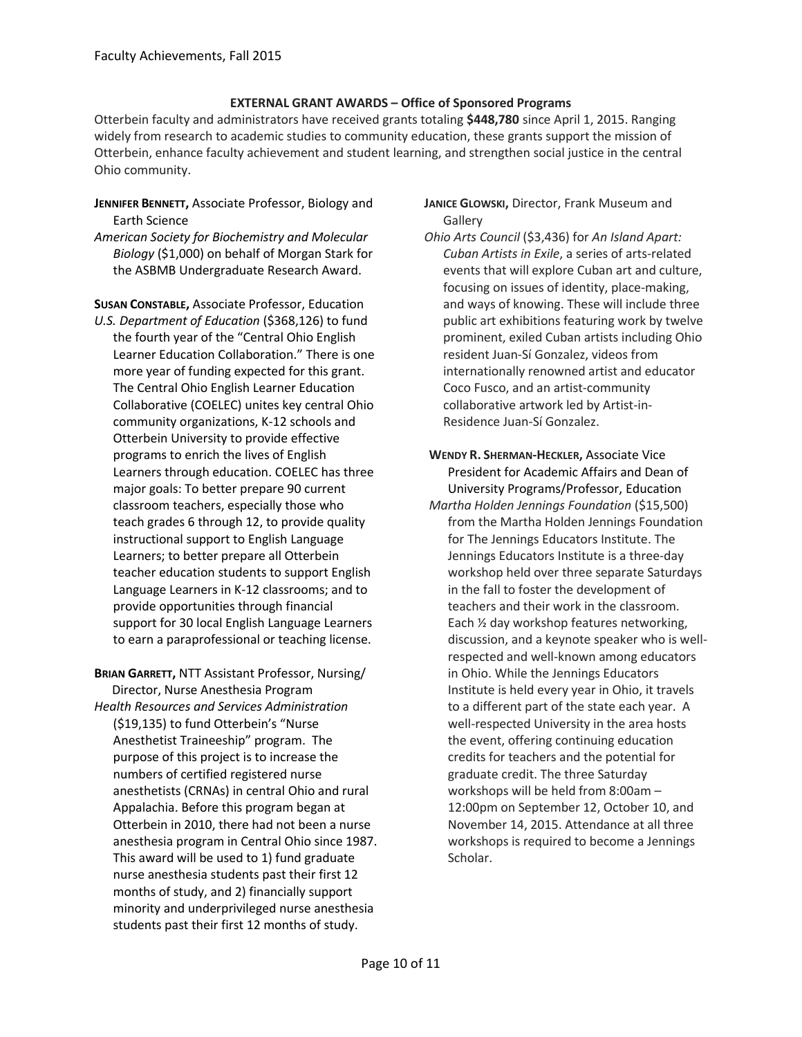### EXTERNAL GRANT AWARDS – Office of Sponsored Programs

Otterbein faculty and administrators have received grants totaling **$448,780** since April 1, 2015. Ranging widely from research to academic studies to community education, these grants support the mission of Otterbein, enhance faculty achievement and student learning, and strengthen social justice in the central Ohio community.

**JENNIFER BENNETT,** Associate Professor, Biology and Earth Science
*American Society for Biochemistry and Molecular Biology* ($1,000) on behalf of Morgan Stark for the ASBMB Undergraduate Research Award.

**SUSAN CONSTABLE,** Associate Professor, Education
*U.S. Department of Education* ($368,126) to fund the fourth year of the "Central Ohio English Learner Education Collaboration." There is one more year of funding expected for this grant. The Central Ohio English Learner Education Collaborative (COELEC) unites key central Ohio community organizations, K-12 schools and Otterbein University to provide effective programs to enrich the lives of English Learners through education. COELEC has three major goals: To better prepare 90 current classroom teachers, especially those who teach grades 6 through 12, to provide quality instructional support to English Language Learners; to better prepare all Otterbein teacher education students to support English Language Learners in K-12 classrooms; and to provide opportunities through financial support for 30 local English Language Learners to earn a paraprofessional or teaching license.

**BRIAN GARRETT,** NTT Assistant Professor, Nursing/ Director, Nurse Anesthesia Program
*Health Resources and Services Administration* ($19,135) to fund Otterbein's "Nurse Anesthetist Traineeship" program. The purpose of this project is to increase the numbers of certified registered nurse anesthetists (CRNAs) in central Ohio and rural Appalachia. Before this program began at Otterbein in 2010, there had not been a nurse anesthesia program in Central Ohio since 1987. This award will be used to 1) fund graduate nurse anesthesia students past their first 12 months of study, and 2) financially support minority and underprivileged nurse anesthesia students past their first 12 months of study.

**JANICE GLOWSKI,** Director, Frank Museum and Gallery
*Ohio Arts Council* ($3,436) for *An Island Apart: Cuban Artists in Exile*, a series of arts-related events that will explore Cuban art and culture, focusing on issues of identity, place-making, and ways of knowing. These will include three public art exhibitions featuring work by twelve prominent, exiled Cuban artists including Ohio resident Juan-Sí Gonzalez, videos from internationally renowned artist and educator Coco Fusco, and an artist-community collaborative artwork led by Artist-in-Residence Juan-Sí Gonzalez.

**WENDY R. SHERMAN-HECKLER,** Associate Vice President for Academic Affairs and Dean of University Programs/Professor, Education
*Martha Holden Jennings Foundation* ($15,500) from the Martha Holden Jennings Foundation for The Jennings Educators Institute. The Jennings Educators Institute is a three-day workshop held over three separate Saturdays in the fall to foster the development of teachers and their work in the classroom. Each ½ day workshop features networking, discussion, and a keynote speaker who is well-respected and well-known among educators in Ohio. While the Jennings Educators Institute is held every year in Ohio, it travels to a different part of the state each year. A well-respected University in the area hosts the event, offering continuing education credits for teachers and the potential for graduate credit. The three Saturday workshops will be held from 8:00am – 12:00pm on September 12, October 10, and November 14, 2015. Attendance at all three workshops is required to become a Jennings Scholar.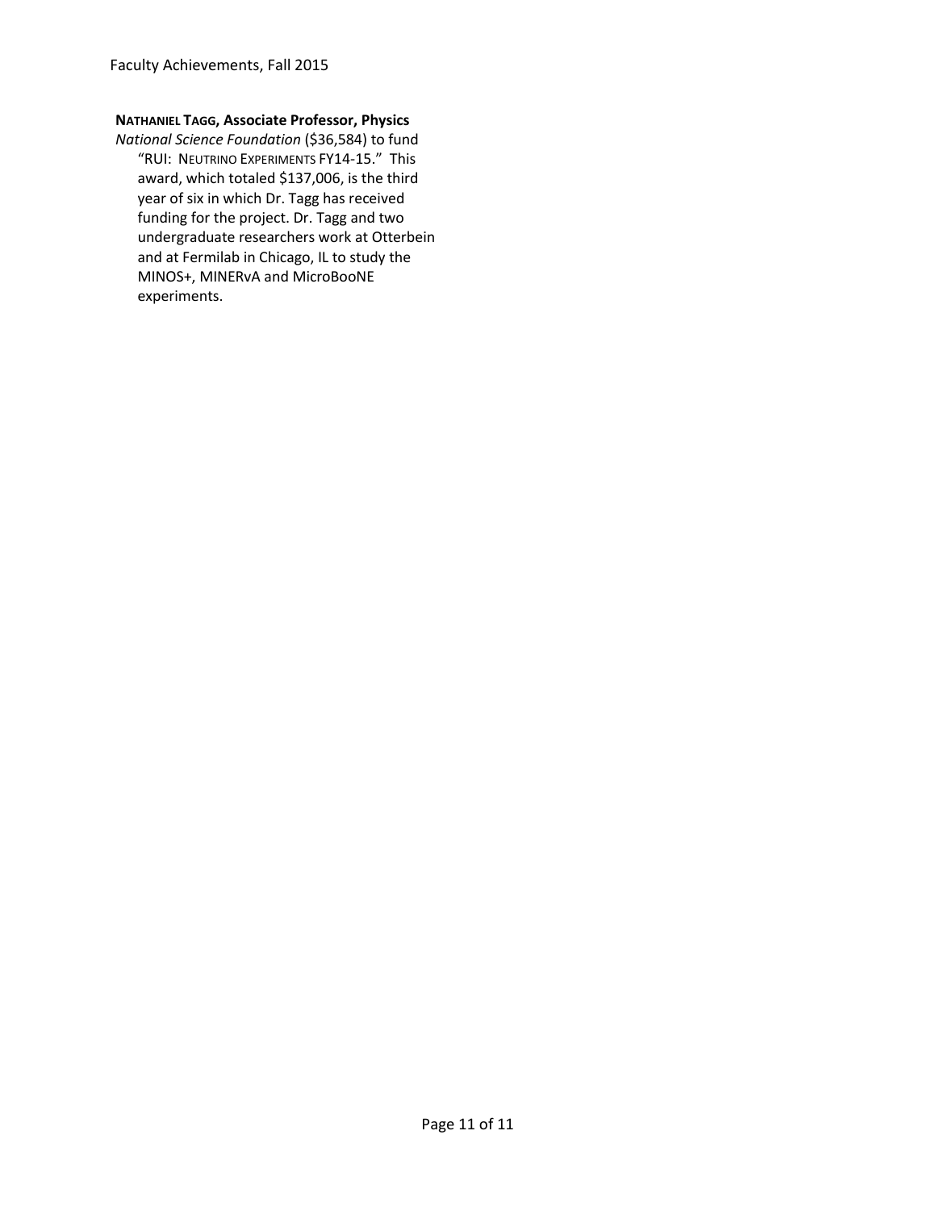**NATHANIEL TAGG, Associate Professor, Physics**

*National Science Foundation* ($36,584) to fund "RUI: NEUTRINO EXPERIMENTS FY14-15." This award, which totaled $137,006, is the third year of six in which Dr. Tagg has received funding for the project. Dr. Tagg and two undergraduate researchers work at Otterbein and at Fermilab in Chicago, IL to study the MINOS+, MINERvA and MicroBooNE experiments.